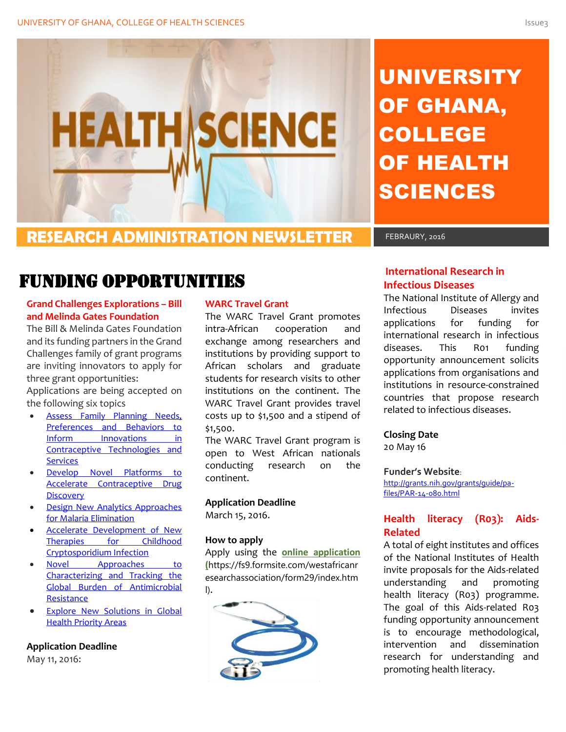# UNIVERSITY OF GHANA, COLLEGE OF HEALTH SCIENCES

## RESEARCH ADMINISTRATION NEWSLETTER

FEBRAURY, 2016

# FUNDING OPPORTUNITIES

### Grand Challenges Explorations – Bill and Melinda Gates Foundation

The Bill & Melinda Gates Foundation and its funding partners in the Grand Challenges family of grant programs are inviting innovators to apply for three grant opportunities:

Applications are being accepted on the following six topics

- Assess Family Planning Needs, Preferences and Behaviors to Inform Innovations in Contraceptive Technologies and Services
- Develop Novel Platforms to Accelerate Contraceptive Drug Discovery
- Design New Analytics Approaches for Malaria Elimination
- Accelerate Development of New Therapies for Childhood Cryptosporidium Infection
- Novel Approaches to Characterizing and Tracking the Global Burden of Antimicrobial Resistance
- Explore New Solutions in Global Health Priority Areas

**Application Deadline**

May 11, 2016:

### WARC Travel Grant

The WARC Travel Grant promotes intra-African cooperation and exchange among researchers and institutions by providing support to African scholars and graduate students for research visits to other institutions on the continent. The WARC Travel Grant provides travel costs up to $1,500 and a stipend of $1,500.

The WARC Travel Grant program is open to West African nationals conducting research on the continent.

**Application Deadline**

March 15, 2016.

**How to apply**

Apply using the **online application** (https://fs9.formsite.com/westafricanresearchassociation/form29/index.html).

### International Research in Infectious Diseases

The National Institute of Allergy and Infectious Diseases invites applications for funding for international research in infectious diseases. This R01 funding opportunity announcement solicits applications from organisations and institutions in resource-constrained countries that propose research related to infectious diseases.

**Closing Date**

20 May 16

**Funder's Website**:

http://grants.nih.gov/grants/guide/pa-files/PAR-14-080.html

### Health literacy (R03): Aids-Related

A total of eight institutes and offices of the National Institutes of Health invite proposals for the Aids-related understanding and promoting health literacy (R03) programme. The goal of this Aids-related R03 funding opportunity announcement is to encourage methodological, intervention and dissemination research for understanding and promoting health literacy.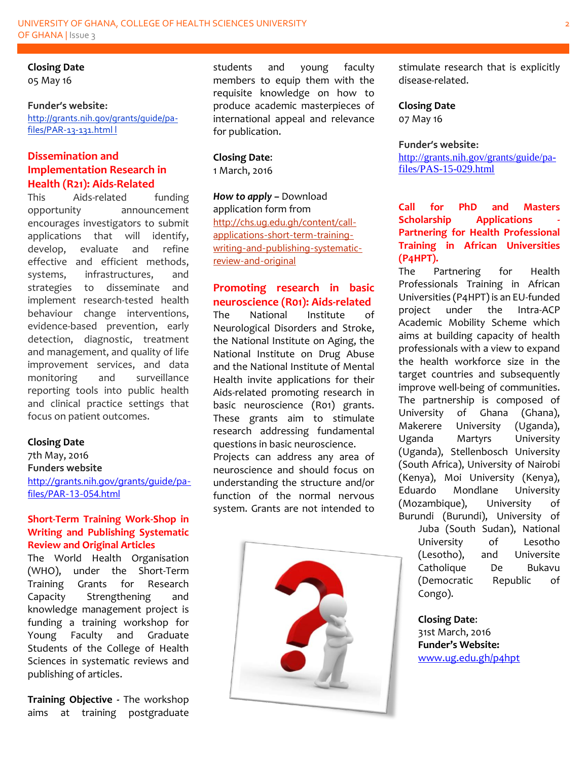**Closing Date**
05 May 16

**Funder's website:**
http://grants.nih.gov/grants/guide/pa-files/PAR-13-131.html l

## Dissemination and Implementation Research in Health (R21): Aids-Related

This Aids-related funding opportunity announcement encourages investigators to submit applications that will identify, develop, evaluate and refine effective and efficient methods, systems, infrastructures, and strategies to disseminate and implement research-tested health behaviour change interventions, evidence-based prevention, early detection, diagnostic, treatment and management, and quality of life improvement services, and data monitoring and surveillance reporting tools into public health and clinical practice settings that focus on patient outcomes.

**Closing Date**
7th May, 2016
**Funders website**
http://grants.nih.gov/grants/guide/pa-files/PAR-13-054.html

## Short-Term Training Work-Shop in Writing and Publishing Systematic Review and Original Articles

The World Health Organisation (WHO), under the Short-Term Training Grants for Research Capacity Strengthening and knowledge management project is funding a training workshop for Young Faculty and Graduate Students of the College of Health Sciences in systematic reviews and publishing of articles.

**Training Objective** - The workshop aims at training postgraduate students and young faculty members to equip them with the requisite knowledge on how to produce academic masterpieces of international appeal and relevance for publication.

**Closing Date:**
1 March, 2016

***How to apply*** – Download application form from http://chs.ug.edu.gh/content/call-applications-short-term-training-writing-and-publishing-systematic-review-and-original

## Promoting research in basic neuroscience (R01): Aids-related

The National Institute of Neurological Disorders and Stroke, the National Institute on Aging, the National Institute on Drug Abuse and the National Institute of Mental Health invite applications for their Aids-related promoting research in basic neuroscience (R01) grants. These grants aim to stimulate research addressing fundamental questions in basic neuroscience. Projects can address any area of neuroscience and should focus on understanding the structure and/or function of the normal nervous system. Grants are not intended to stimulate research that is explicitly disease-related.

**Closing Date**
07 May 16

**Funder's website:**
http://grants.nih.gov/grants/guide/pa-files/PAS-15-029.html

## Call for PhD and Masters Scholarship Applications - Partnering for Health Professional Training in African Universities (P4HPT).

The Partnering for Health Professionals Training in African Universities (P4HPT) is an EU-funded project under the Intra-ACP Academic Mobility Scheme which aims at building capacity of health professionals with a view to expand the health workforce size in the target countries and subsequently improve well-being of communities. The partnership is composed of University of Ghana (Ghana), Makerere University (Uganda), Uganda Martyrs University (Uganda), Stellenbosch University (South Africa), University of Nairobi (Kenya), Moi University (Kenya), Eduardo Mondlane University (Mozambique), University of Burundi (Burundi), University of Juba (South Sudan), National University of Lesotho (Lesotho), and Universite Catholique De Bukavu (Democratic Republic of Congo).

**Closing Date:**
31st March, 2016
**Funder's Website:**
www.ug.edu.gh/p4hpt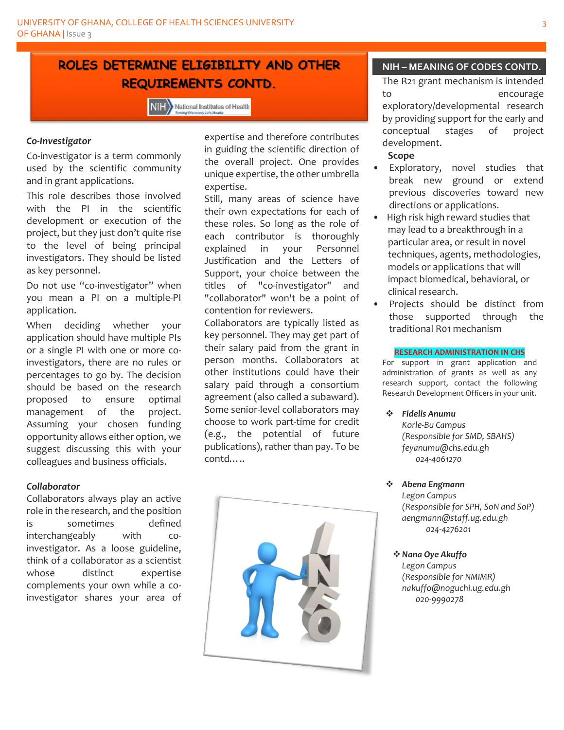# ROLES DETERMINE ELIGIBILITY AND OTHER REQUIREMENTS CONTD.

### *Co-Investigator*

Co-investigator is a term commonly used by the scientific community and in grant applications.

This role describes those involved with the PI in the scientific development or execution of the project, but they just don't quite rise to the level of being principal investigators. They should be listed as key personnel.

Do not use "co-investigator" when you mean a PI on a multiple-PI application.

When deciding whether your application should have multiple PIs or a single PI with one or more co-investigators, there are no rules or percentages to go by. The decision should be based on the research proposed to ensure optimal management of the project. Assuming your chosen funding opportunity allows either option, we suggest discussing this with your colleagues and business officials.

### *Collaborator*

Collaborators always play an active role in the research, and the position is sometimes defined interchangeably with co-investigator. As a loose guideline, think of a collaborator as a scientist whose distinct expertise complements your own while a co-investigator shares your area of expertise and therefore contributes in guiding the scientific direction of the overall project. One provides unique expertise, the other umbrella expertise.

Still, many areas of science have their own expectations for each of these roles. So long as the role of each contributor is thoroughly explained in your Personnel Justification and the Letters of Support, your choice between the titles of "co-investigator" and "collaborator" won't be a point of contention for reviewers.

Collaborators are typically listed as key personnel. They may get part of their salary paid from the grant in person months. Collaborators at other institutions could have their salary paid through a consortium agreement (also called a subaward). Some senior-level collaborators may choose to work part-time for credit (e.g., the potential of future publications), rather than pay. To be contd.….

## NIH – MEANING OF CODES CONTD.

The R21 grant mechanism is intended to encourage exploratory/developmental research by providing support for the early and conceptual stages of project development.

**Scope**

- Exploratory, novel studies that break new ground or extend previous discoveries toward new directions or applications.
- High risk high reward studies that may lead to a breakthrough in a particular area, or result in novel techniques, agents, methodologies, models or applications that will impact biomedical, behavioral, or clinical research.
- Projects should be distinct from those supported through the traditional R01 mechanism

## RESEARCH ADMINISTRATION IN CHS

For support in grant application and administration of grants as well as any research support, contact the following Research Development Officers in your unit.

- ***Fidelis Anumu***
  *Korle-Bu Campus*
  *(Responsible for SMD, SBAHS)*
  *feyanumu@chs.edu.gh*
  *024-4061270*

- ***Abena Engmann***
  *Legon Campus*
  *(Responsible for SPH, SoN and SoP)*
  *aengmann@staff.ug.edu.gh*
  *024-4276201*

- ***Nana Oye Akuffo***
  *Legon Campus*
  *(Responsible for NMIMR)*
  *nakuffo@noguchi.ug.edu.gh*
  *020-9990278*